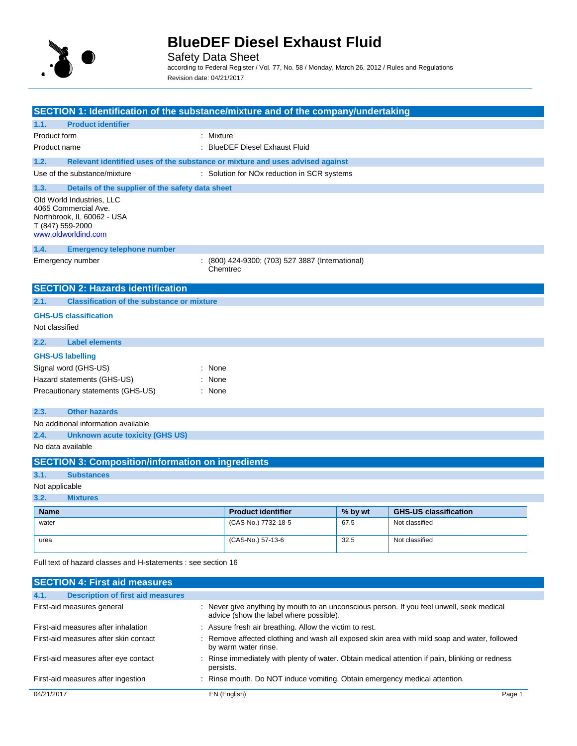# BlueDEF Diesel Exhaust Fluid

Safety Data Sheet

according to Federal Register / Vol. 77, No. 58 / Monday, March 26, 2012 / Rules and Regulations

Revision date: 04/21/2017

## SECTION 1: Identification of the substance/mixture and of the company/undertaking

### 1.1. Product identifier

Product form : Mixture

Product name : BlueDEF Diesel Exhaust Fluid

### 1.2. Relevant identified uses of the substance or mixture and uses advised against

Use of the substance/mixture : Solution for NOx reduction in SCR systems

### 1.3. Details of the supplier of the safety data sheet

Old World Industries, LLC
4065 Commercial Ave.
Northbrook, IL 60062 - USA
T (847) 559-2000
www.oldworldind.com

### 1.4. Emergency telephone number

Emergency number : (800) 424-9300; (703) 527 3887 (International) Chemtrec

## SECTION 2: Hazards identification

### 2.1. Classification of the substance or mixture

**GHS-US classification**

Not classified

### 2.2. Label elements

**GHS-US labelling**

Signal word (GHS-US) : None

Hazard statements (GHS-US) : None

Precautionary statements (GHS-US) : None

### 2.3. Other hazards

No additional information available

### 2.4. Unknown acute toxicity (GHS US)

No data available

## SECTION 3: Composition/information on ingredients

### 3.1. Substances

Not applicable

### 3.2. Mixtures

| Name | Product identifier | % by wt | GHS-US classification |
|---|---|---|---|
| water | (CAS-No.) 7732-18-5 | 67.5 | Not classified |
| urea | (CAS-No.) 57-13-6 | 32.5 | Not classified |

Full text of hazard classes and H-statements : see section 16

## SECTION 4: First aid measures

### 4.1. Description of first aid measures

First-aid measures general : Never give anything by mouth to an unconscious person. If you feel unwell, seek medical advice (show the label where possible).

First-aid measures after inhalation : Assure fresh air breathing. Allow the victim to rest.

First-aid measures after skin contact : Remove affected clothing and wash all exposed skin area with mild soap and water, followed by warm water rinse.

First-aid measures after eye contact : Rinse immediately with plenty of water. Obtain medical attention if pain, blinking or redness persists.

First-aid measures after ingestion : Rinse mouth. Do NOT induce vomiting. Obtain emergency medical attention.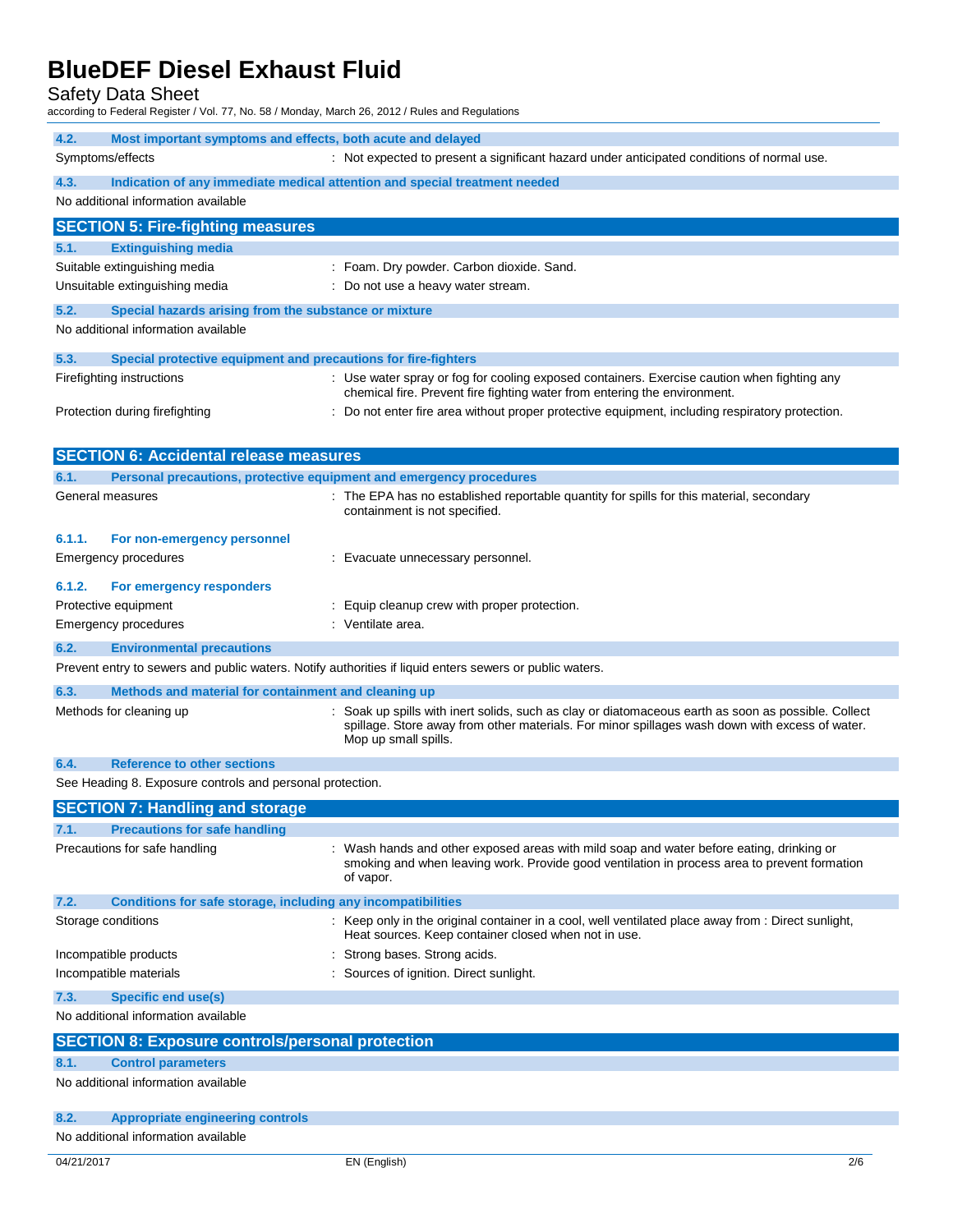### 4.2. Most important symptoms and effects, both acute and delayed

Symptoms/effects : Not expected to present a significant hazard under anticipated conditions of normal use.

### 4.3. Indication of any immediate medical attention and special treatment needed

No additional information available

## SECTION 5: Fire-fighting measures

### 5.1. Extinguishing media

Suitable extinguishing media : Foam. Dry powder. Carbon dioxide. Sand.

Unsuitable extinguishing media : Do not use a heavy water stream.

### 5.2. Special hazards arising from the substance or mixture

No additional information available

### 5.3. Special protective equipment and precautions for fire-fighters

Firefighting instructions : Use water spray or fog for cooling exposed containers. Exercise caution when fighting any chemical fire. Prevent fire fighting water from entering the environment.

Protection during firefighting : Do not enter fire area without proper protective equipment, including respiratory protection.

## SECTION 6: Accidental release measures

### 6.1. Personal precautions, protective equipment and emergency procedures

General measures : The EPA has no established reportable quantity for spills for this material, secondary containment is not specified.

#### 6.1.1. For non-emergency personnel

Emergency procedures : Evacuate unnecessary personnel.

#### 6.1.2. For emergency responders

Protective equipment : Equip cleanup crew with proper protection.

Emergency procedures : Ventilate area.

### 6.2. Environmental precautions

Prevent entry to sewers and public waters. Notify authorities if liquid enters sewers or public waters.

### 6.3. Methods and material for containment and cleaning up

Methods for cleaning up : Soak up spills with inert solids, such as clay or diatomaceous earth as soon as possible. Collect spillage. Store away from other materials. For minor spillages wash down with excess of water. Mop up small spills.

### 6.4. Reference to other sections

See Heading 8. Exposure controls and personal protection.

## SECTION 7: Handling and storage

### 7.1. Precautions for safe handling

Precautions for safe handling : Wash hands and other exposed areas with mild soap and water before eating, drinking or smoking and when leaving work. Provide good ventilation in process area to prevent formation of vapor.

### 7.2. Conditions for safe storage, including any incompatibilities

Storage conditions : Keep only in the original container in a cool, well ventilated place away from : Direct sunlight, Heat sources. Keep container closed when not in use.

Incompatible products : Strong bases. Strong acids.

Incompatible materials : Sources of ignition. Direct sunlight.

### 7.3. Specific end use(s)

No additional information available

## SECTION 8: Exposure controls/personal protection

### 8.1. Control parameters

No additional information available

### 8.2. Appropriate engineering controls

No additional information available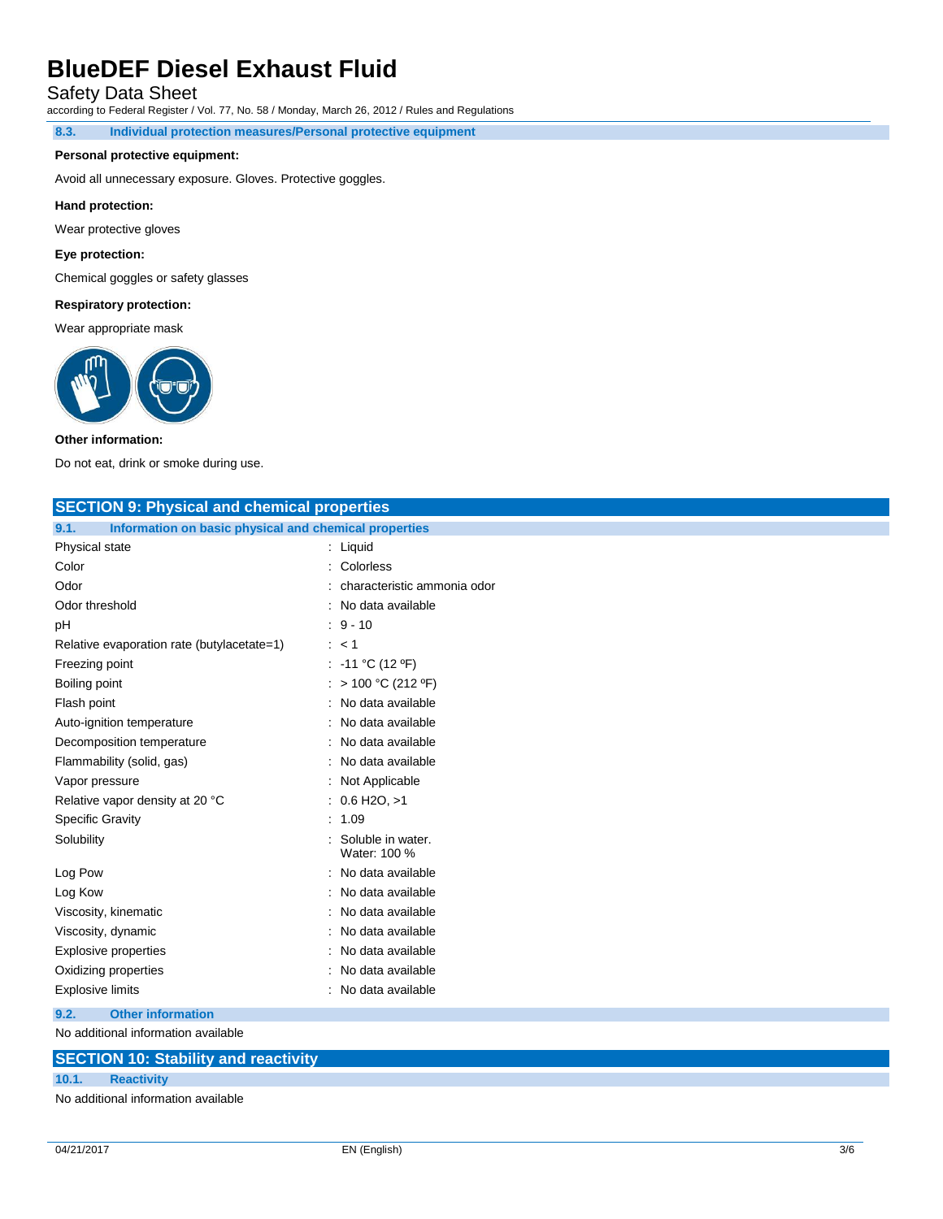### 8.3. Individual protection measures/Personal protective equipment

**Personal protective equipment:**

Avoid all unnecessary exposure. Gloves. Protective goggles.

**Hand protection:**

Wear protective gloves

**Eye protection:**

Chemical goggles or safety glasses

**Respiratory protection:**

Wear appropriate mask

**Other information:**

Do not eat, drink or smoke during use.

## SECTION 9: Physical and chemical properties

### 9.1. Information on basic physical and chemical properties

| Property | Value |
|---|---|
| Physical state | : Liquid |
| Color | : Colorless |
| Odor | : characteristic ammonia odor |
| Odor threshold | : No data available |
| pH | : 9 - 10 |
| Relative evaporation rate (butylacetate=1) | : < 1 |
| Freezing point | : -11 °C (12 ºF) |
| Boiling point | : > 100 °C (212 ºF) |
| Flash point | : No data available |
| Auto-ignition temperature | : No data available |
| Decomposition temperature | : No data available |
| Flammability (solid, gas) | : No data available |
| Vapor pressure | : Not Applicable |
| Relative vapor density at 20 °C | : 0.6 $H_2O$, >1 |
| Specific Gravity | : 1.09 |
| Solubility | : Soluble in water. Water: 100 % |
| Log Pow | : No data available |
| Log Kow | : No data available |
| Viscosity, kinematic | : No data available |
| Viscosity, dynamic | : No data available |
| Explosive properties | : No data available |
| Oxidizing properties | : No data available |
| Explosive limits | : No data available |

### 9.2. Other information

No additional information available

## SECTION 10: Stability and reactivity

### 10.1. Reactivity

No additional information available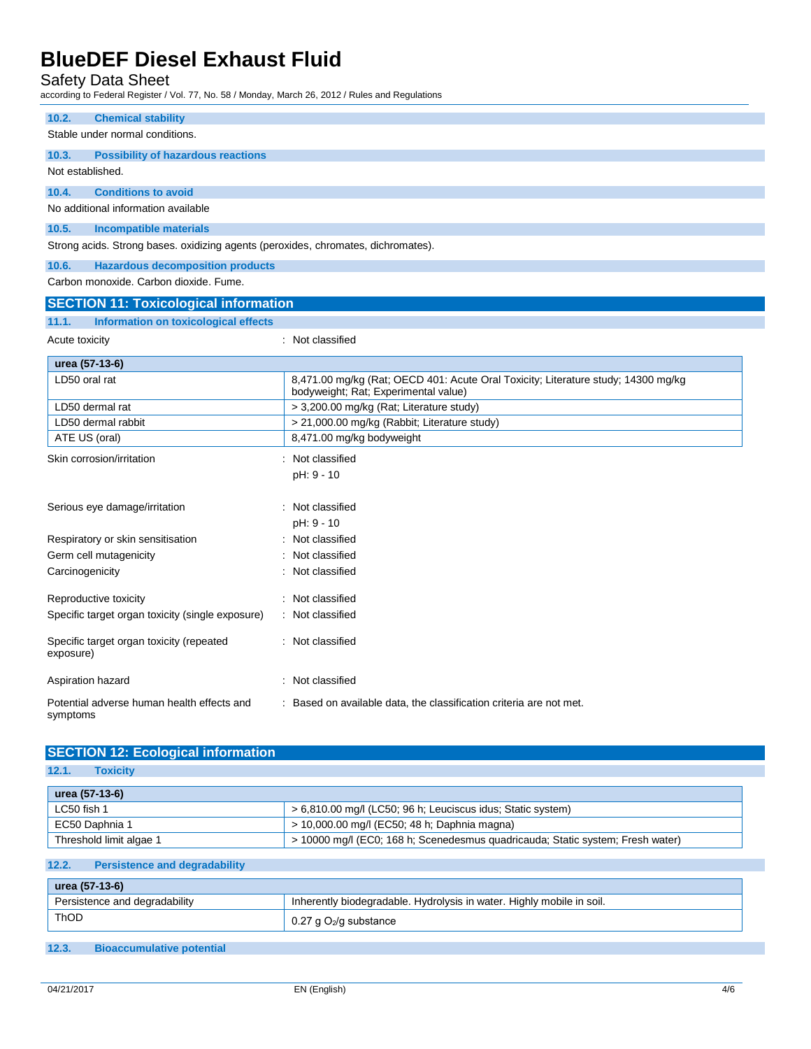### 10.2. Chemical stability

Stable under normal conditions.

### 10.3. Possibility of hazardous reactions

Not established.

### 10.4. Conditions to avoid

No additional information available

### 10.5. Incompatible materials

Strong acids. Strong bases. oxidizing agents (peroxides, chromates, dichromates).

### 10.6. Hazardous decomposition products

Carbon monoxide. Carbon dioxide. Fume.

## SECTION 11: Toxicological information

### 11.1. Information on toxicological effects

Acute toxicity : Not classified

| urea (57-13-6) | |
|---|---|
| LD50 oral rat | 8,471.00 mg/kg (Rat; OECD 401: Acute Oral Toxicity; Literature study; 14300 mg/kg bodyweight; Rat; Experimental value) |
| LD50 dermal rat | > 3,200.00 mg/kg (Rat; Literature study) |
| LD50 dermal rabbit | > 21,000.00 mg/kg (Rabbit; Literature study) |
| ATE US (oral) | 8,471.00 mg/kg bodyweight |

Skin corrosion/irritation : Not classified

pH: 9 - 10

Serious eye damage/irritation : Not classified

pH: 9 - 10

Respiratory or skin sensitisation : Not classified

Germ cell mutagenicity : Not classified

Carcinogenicity : Not classified

Reproductive toxicity : Not classified

Specific target organ toxicity (single exposure) : Not classified

Specific target organ toxicity (repeated exposure) : Not classified

Aspiration hazard : Not classified

Potential adverse human health effects and symptoms : Based on available data, the classification criteria are not met.

## SECTION 12: Ecological information

### 12.1. Toxicity

| urea (57-13-6) | |
|---|---|
| LC50 fish 1 | > 6,810.00 mg/l (LC50; 96 h; Leuciscus idus; Static system) |
| EC50 Daphnia 1 | > 10,000.00 mg/l (EC50; 48 h; Daphnia magna) |
| Threshold limit algae 1 | > 10000 mg/l (EC0; 168 h; Scenedesmus quadricauda; Static system; Fresh water) |

### 12.2. Persistence and degradability

| urea (57-13-6) | |
|---|---|
| Persistence and degradability | Inherently biodegradable. Hydrolysis in water. Highly mobile in soil. |
| ThOD | 0.27 g $O_2$/g substance |

### 12.3. Bioaccumulative potential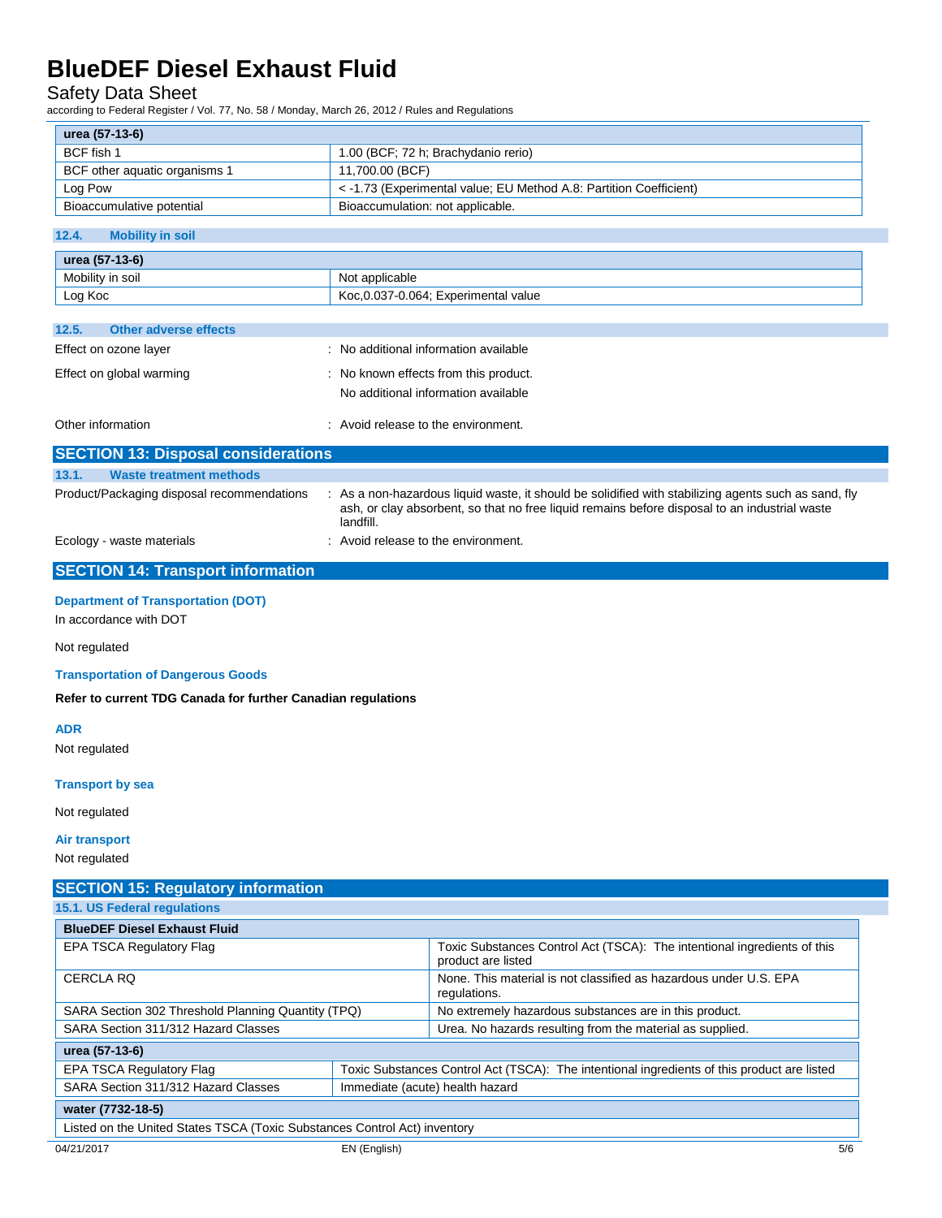| urea (57-13-6) | |
|---|---|
| BCF fish 1 | 1.00 (BCF; 72 h; Brachydanio rerio) |
| BCF other aquatic organisms 1 | 11,700.00 (BCF) |
| Log Pow | < -1.73 (Experimental value; EU Method A.8: Partition Coefficient) |
| Bioaccumulative potential | Bioaccumulation: not applicable. |

### 12.4. Mobility in soil

| urea (57-13-6) | |
|---|---|
| Mobility in soil | Not applicable |
| Log Koc | Koc,0.037-0.064; Experimental value |

### 12.5. Other adverse effects

Effect on ozone layer : No additional information available

Effect on global warming : No known effects from this product.
No additional information available

Other information : Avoid release to the environment.

## SECTION 13: Disposal considerations

### 13.1. Waste treatment methods

Product/Packaging disposal recommendations : As a non-hazardous liquid waste, it should be solidified with stabilizing agents such as sand, fly ash, or clay absorbent, so that no free liquid remains before disposal to an industrial waste landfill.

Ecology - waste materials : Avoid release to the environment.

## SECTION 14: Transport information

### Department of Transportation (DOT)

In accordance with DOT

Not regulated

### Transportation of Dangerous Goods

**Refer to current TDG Canada for further Canadian regulations**

### ADR

Not regulated

### Transport by sea

Not regulated

### Air transport

Not regulated

## SECTION 15: Regulatory information

### 15.1. US Federal regulations

| BlueDEF Diesel Exhaust Fluid | |
|---|---|
| EPA TSCA Regulatory Flag | Toxic Substances Control Act (TSCA): The intentional ingredients of this product are listed |
| CERCLA RQ | None. This material is not classified as hazardous under U.S. EPA regulations. |
| SARA Section 302 Threshold Planning Quantity (TPQ) | No extremely hazardous substances are in this product. |
| SARA Section 311/312 Hazard Classes | Urea. No hazards resulting from the material as supplied. |

| urea (57-13-6) | |
|---|---|
| EPA TSCA Regulatory Flag | Toxic Substances Control Act (TSCA): The intentional ingredients of this product are listed |
| SARA Section 311/312 Hazard Classes | Immediate (acute) health hazard |

| water (7732-18-5) |
|---|
| Listed on the United States TSCA (Toxic Substances Control Act) inventory |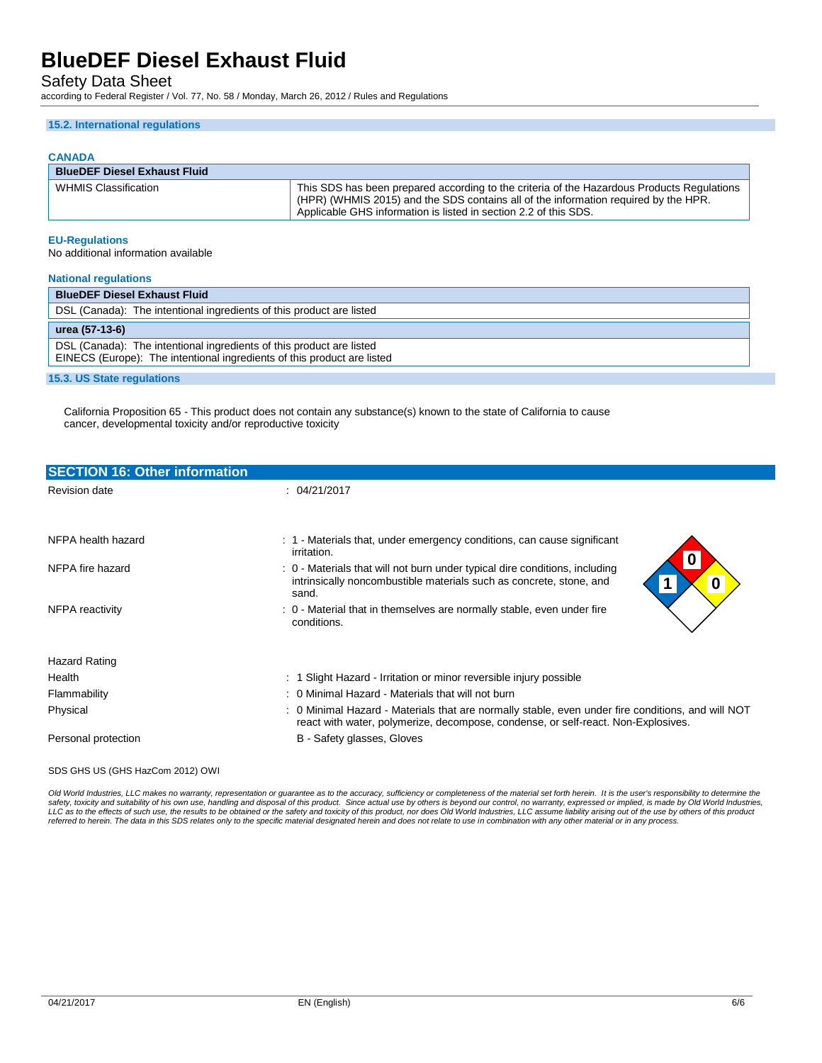### 15.2. International regulations

**CANADA**

| BlueDEF Diesel Exhaust Fluid | |
|---|---|
| WHMIS Classification | This SDS has been prepared according to the criteria of the Hazardous Products Regulations (HPR) (WHMIS 2015) and the SDS contains all of the information required by the HPR. Applicable GHS information is listed in section 2.2 of this SDS. |

**EU-Regulations**

No additional information available

**National regulations**

| BlueDEF Diesel Exhaust Fluid |
|---|
| DSL (Canada): The intentional ingredients of this product are listed |
| **urea (57-13-6)** |
| DSL (Canada): The intentional ingredients of this product are listed<br>EINECS (Europe): The intentional ingredients of this product are listed |

### 15.3. US State regulations

California Proposition 65 - This product does not contain any substance(s) known to the state of California to cause cancer, developmental toxicity and/or reproductive toxicity

## SECTION 16: Other information

Revision date : 04/21/2017

NFPA health hazard : 1 - Materials that, under emergency conditions, can cause significant irritation.

NFPA fire hazard : 0 - Materials that will not burn under typical dire conditions, including intrinsically noncombustible materials such as concrete, stone, and sand.

NFPA reactivity : 0 - Material that in themselves are normally stable, even under fire conditions.

0
1
0

Hazard Rating

Health : 1 Slight Hazard - Irritation or minor reversible injury possible

Flammability : 0 Minimal Hazard - Materials that will not burn

Physical : 0 Minimal Hazard - Materials that are normally stable, even under fire conditions, and will NOT react with water, polymerize, decompose, condense, or self-react. Non-Explosives.

Personal protection B - Safety glasses, Gloves

SDS GHS US (GHS HazCom 2012) OWI

*Old World Industries, LLC makes no warranty, representation or guarantee as to the accuracy, sufficiency or completeness of the material set forth herein. It is the user's responsibility to determine the safety, toxicity and suitability of his own use, handling and disposal of this product. Since actual use by others is beyond our control, no warranty, expressed or implied, is made by Old World Industries, LLC as to the effects of such use, the results to be obtained or the safety and toxicity of this product, nor does Old World Industries, LLC assume liability arising out of the use by others of this product referred to herein. The data in this SDS relates only to the specific material designated herein and does not relate to use in combination with any other material or in any process.*